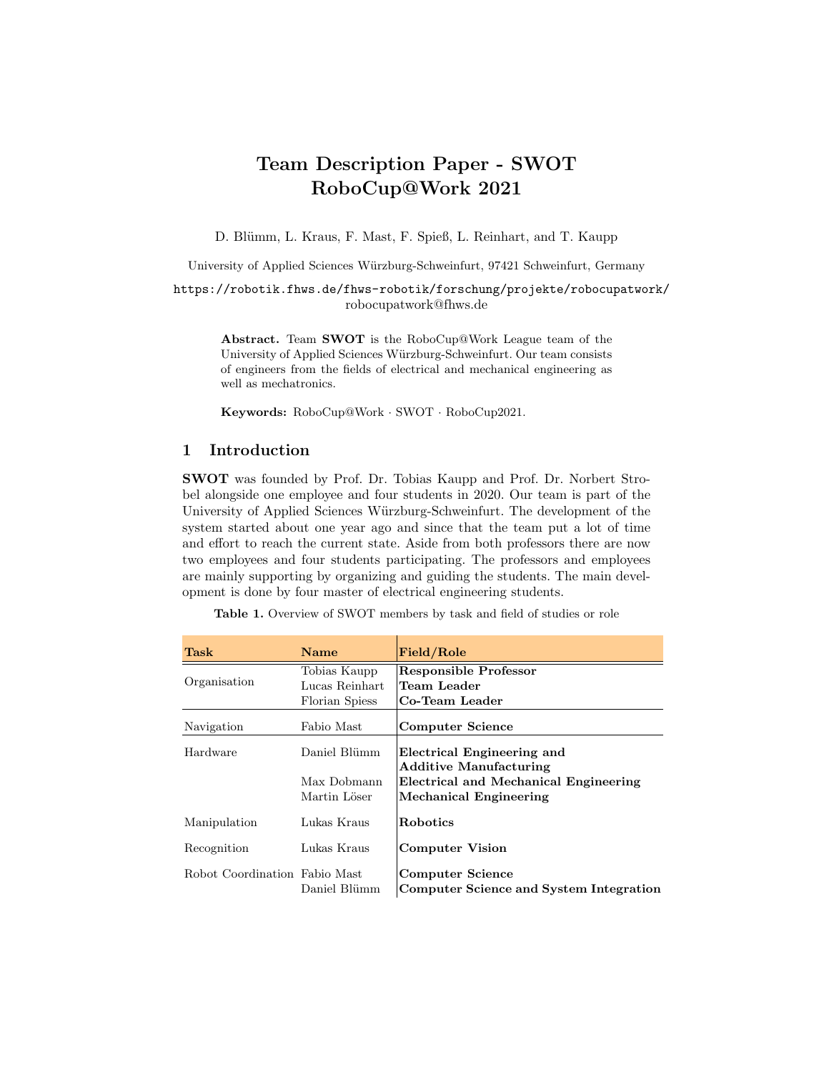# Team Description Paper - SWOT RoboCup@Work 2021

D. Blümm, L. Kraus, F. Mast, F. Spieß, L. Reinhart, and T. Kaupp

University of Applied Sciences Würzburg-Schweinfurt, 97421 Schweinfurt, Germany

https://robotik.fhws.de/fhws-robotik/forschung/projekte/robocupatwork/
robocupatwork@fhws.de

**Abstract.** Team **SWOT** is the RoboCup@Work League team of the University of Applied Sciences Würzburg-Schweinfurt. Our team consists of engineers from the fields of electrical and mechanical engineering as well as mechatronics.

**Keywords:** RoboCup@Work · SWOT · RoboCup2021.

## 1 Introduction

**SWOT** was founded by Prof. Dr. Tobias Kaupp and Prof. Dr. Norbert Strobel alongside one employee and four students in 2020. Our team is part of the University of Applied Sciences Würzburg-Schweinfurt. The development of the system started about one year ago and since that the team put a lot of time and effort to reach the current state. Aside from both professors there are now two employees and four students participating. The professors and employees are mainly supporting by organizing and guiding the students. The main development is done by four master of electrical engineering students.

**Table 1.** Overview of SWOT members by task and field of studies or role

| Task | Name | Field/Role |
|---|---|---|
| Organisation | Tobias Kaupp | **Responsible Professor** |
| | Lucas Reinhart | **Team Leader** |
| | Florian Spiess | **Co-Team Leader** |
| Navigation | Fabio Mast | **Computer Science** |
| Hardware | Daniel Blümm | **Electrical Engineering and Additive Manufacturing** |
| | Max Dobmann | **Electrical and Mechanical Engineering** |
| | Martin Löser | **Mechanical Engineering** |
| Manipulation | Lukas Kraus | **Robotics** |
| Recognition | Lukas Kraus | **Computer Vision** |
| Robot Coordination | Fabio Mast | **Computer Science** |
| | Daniel Blümm | **Computer Science and System Integration** |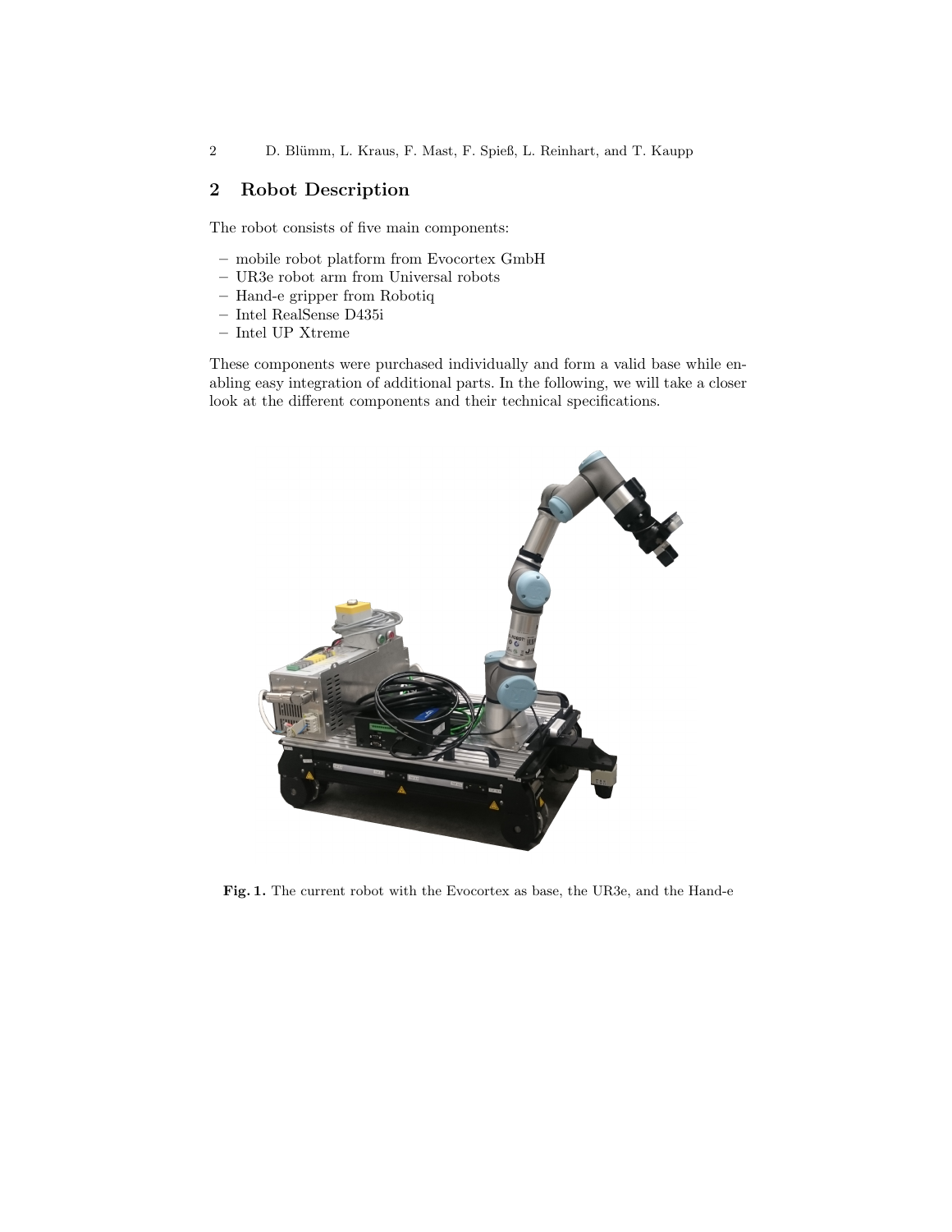## 2 Robot Description

The robot consists of five main components:

- mobile robot platform from Evocortex GmbH
- UR3e robot arm from Universal robots
- Hand-e gripper from Robotiq
- Intel RealSense D435i
- Intel UP Xtreme

These components were purchased individually and form a valid base while enabling easy integration of additional parts. In the following, we will take a closer look at the different components and their technical specifications.

**Fig. 1.** The current robot with the Evocortex as base, the UR3e, and the Hand-e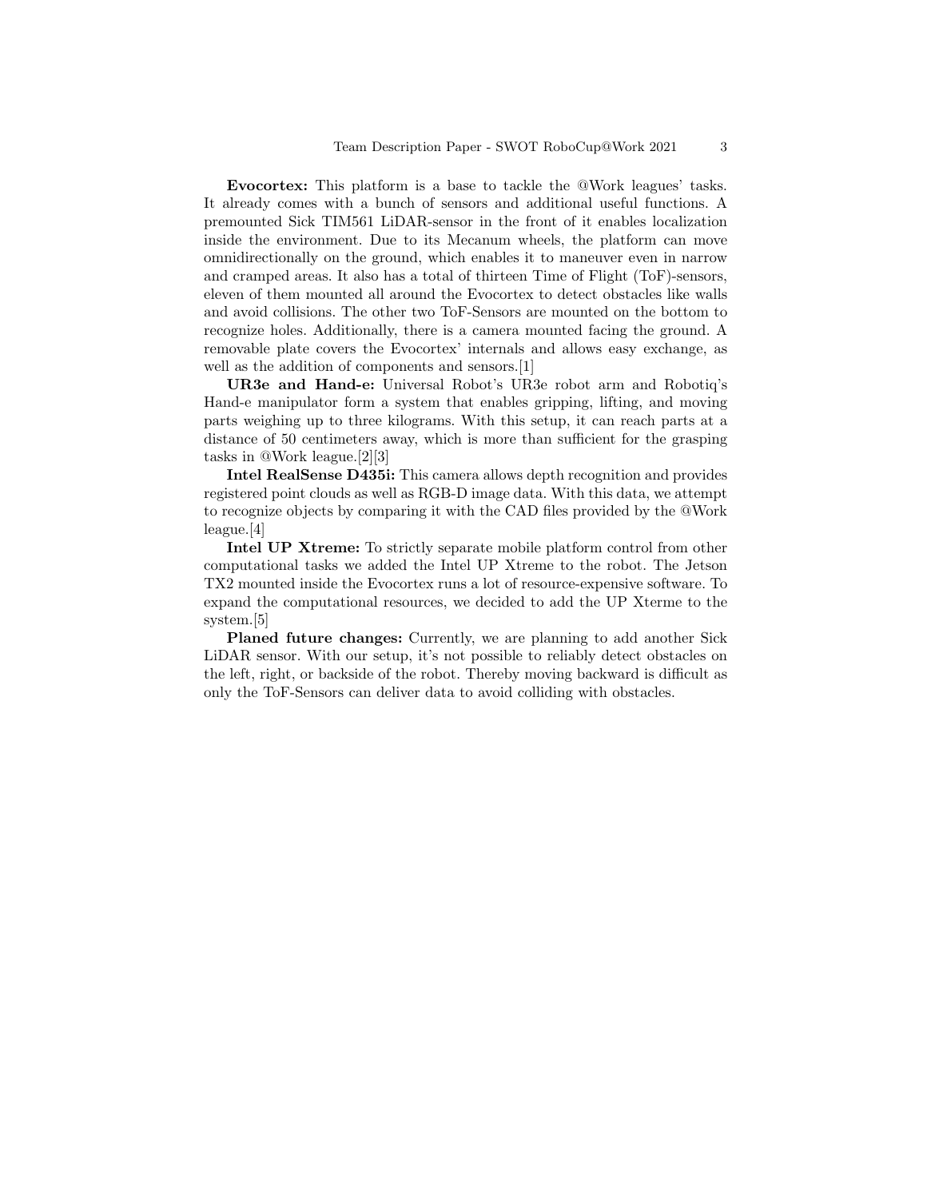**Evocortex:** This platform is a base to tackle the @Work leagues' tasks. It already comes with a bunch of sensors and additional useful functions. A premounted Sick TIM561 LiDAR-sensor in the front of it enables localization inside the environment. Due to its Mecanum wheels, the platform can move omnidirectionally on the ground, which enables it to maneuver even in narrow and cramped areas. It also has a total of thirteen Time of Flight (ToF)-sensors, eleven of them mounted all around the Evocortex to detect obstacles like walls and avoid collisions. The other two ToF-Sensors are mounted on the bottom to recognize holes. Additionally, there is a camera mounted facing the ground. A removable plate covers the Evocortex' internals and allows easy exchange, as well as the addition of components and sensors.[1]

**UR3e and Hand-e:** Universal Robot's UR3e robot arm and Robotiq's Hand-e manipulator form a system that enables gripping, lifting, and moving parts weighing up to three kilograms. With this setup, it can reach parts at a distance of 50 centimeters away, which is more than sufficient for the grasping tasks in @Work league.[2][3]

**Intel RealSense D435i:** This camera allows depth recognition and provides registered point clouds as well as RGB-D image data. With this data, we attempt to recognize objects by comparing it with the CAD files provided by the @Work league.[4]

**Intel UP Xtreme:** To strictly separate mobile platform control from other computational tasks we added the Intel UP Xtreme to the robot. The Jetson TX2 mounted inside the Evocortex runs a lot of resource-expensive software. To expand the computational resources, we decided to add the UP Xterme to the system.[5]

**Planed future changes:** Currently, we are planning to add another Sick LiDAR sensor. With our setup, it's not possible to reliably detect obstacles on the left, right, or backside of the robot. Thereby moving backward is difficult as only the ToF-Sensors can deliver data to avoid colliding with obstacles.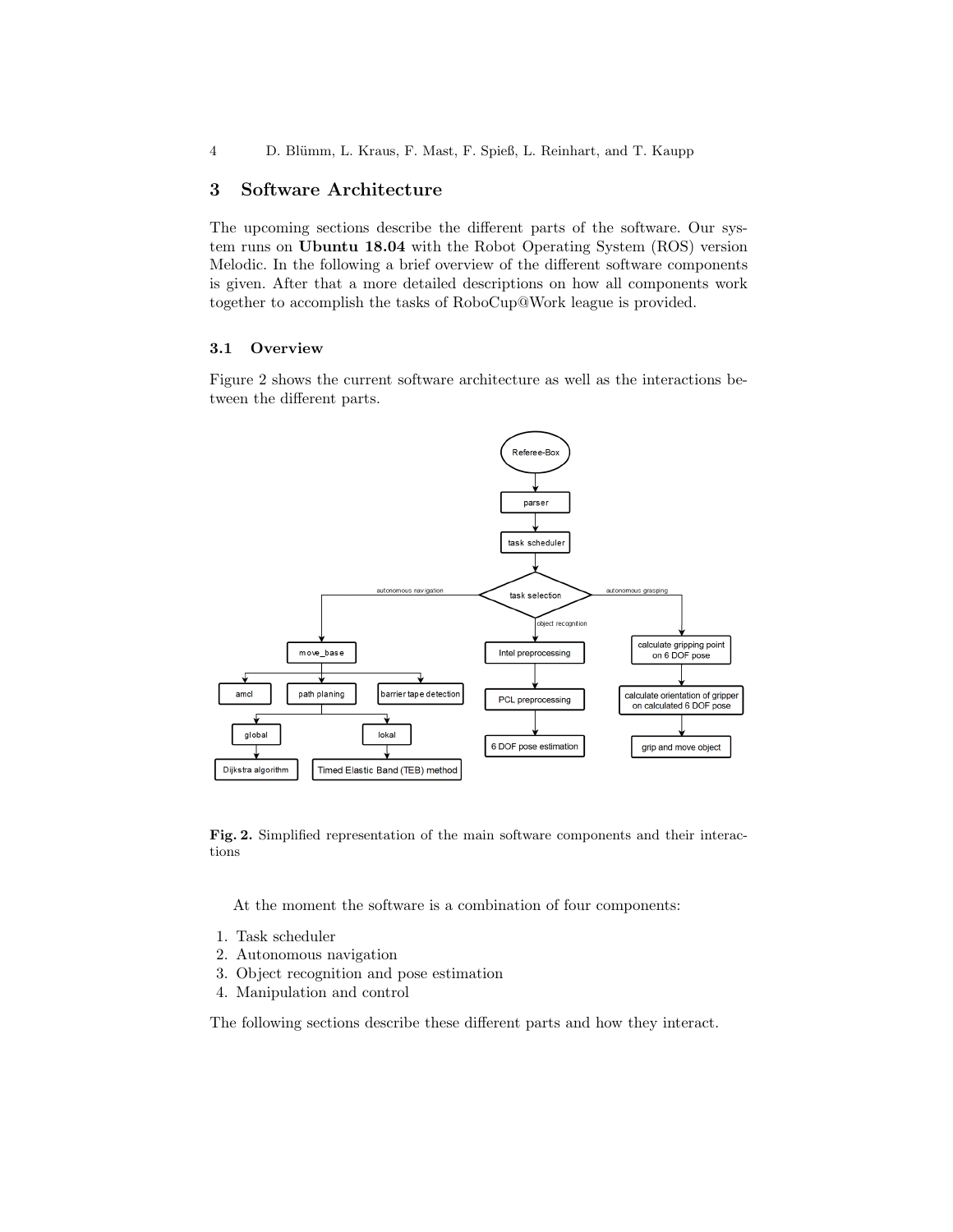## 3 Software Architecture

The upcoming sections describe the different parts of the software. Our system runs on **Ubuntu 18.04** with the Robot Operating System (ROS) version Melodic. In the following a brief overview of the different software components is given. After that a more detailed descriptions on how all components work together to accomplish the tasks of RoboCup@Work league is provided.

### 3.1 Overview

Figure 2 shows the current software architecture as well as the interactions between the different parts.

**Fig. 2.** Simplified representation of the main software components and their interactions

At the moment the software is a combination of four components:

1. Task scheduler
2. Autonomous navigation
3. Object recognition and pose estimation
4. Manipulation and control

The following sections describe these different parts and how they interact.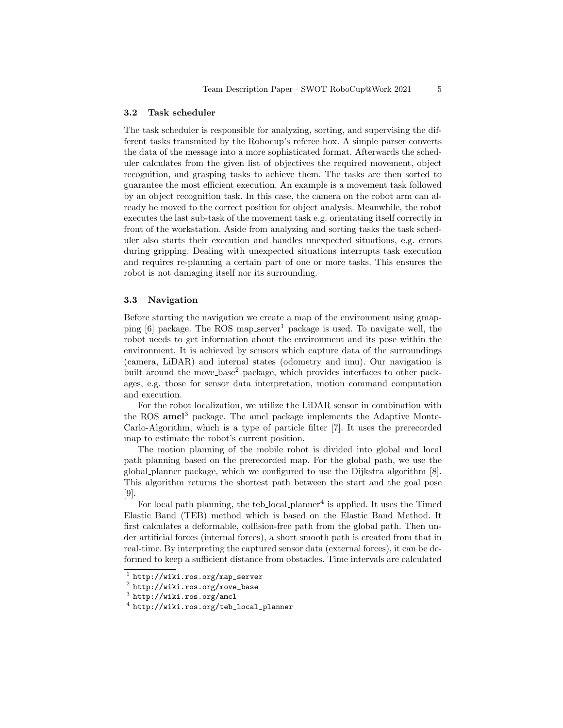### 3.2 Task scheduler

The task scheduler is responsible for analyzing, sorting, and supervising the different tasks transmited by the Robocup's referee box. A simple parser converts the data of the message into a more sophisticated format. Afterwards the scheduler calculates from the given list of objectives the required movement, object recognition, and grasping tasks to achieve them. The tasks are then sorted to guarantee the most efficient execution. An example is a movement task followed by an object recognition task. In this case, the camera on the robot arm can already be moved to the correct position for object analysis. Meanwhile, the robot executes the last sub-task of the movement task e.g. orientating itself correctly in front of the workstation. Aside from analyzing and sorting tasks the task scheduler also starts their execution and handles unexpected situations, e.g. errors during gripping. Dealing with unexpected situations interrupts task execution and requires re-planning a certain part of one or more tasks. This ensures the robot is not damaging itself nor its surrounding.

### 3.3 Navigation

Before starting the navigation we create a map of the environment using gmapping [6] package. The ROS map_server[1] package is used. To navigate well, the robot needs to get information about the environment and its pose within the environment. It is achieved by sensors which capture data of the surroundings (camera, LiDAR) and internal states (odometry and imu). Our navigation is built around the move_base[2] package, which provides interfaces to other packages, e.g. those for sensor data interpretation, motion command computation and execution.

For the robot localization, we utilize the LiDAR sensor in combination with the ROS **amcl**[3] package. The amcl package implements the Adaptive Monte-Carlo-Algorithm, which is a type of particle filter [7]. It uses the prerecorded map to estimate the robot's current position.

The motion planning of the mobile robot is divided into global and local path planning based on the prerecorded map. For the global path, we use the global_planner package, which we configured to use the Dijkstra algorithm [8]. This algorithm returns the shortest path between the start and the goal pose [9].

For local path planning, the teb_local_planner[4] is applied. It uses the Timed Elastic Band (TEB) method which is based on the Elastic Band Method. It first calculates a deformable, collision-free path from the global path. Then under artificial forces (internal forces), a short smooth path is created from that in real-time. By interpreting the captured sensor data (external forces), it can be deformed to keep a sufficient distance from obstacles. Time intervals are calculated

[1] http://wiki.ros.org/map_server

[2] http://wiki.ros.org/move_base

[3] http://wiki.ros.org/amcl

[4] http://wiki.ros.org/teb_local_planner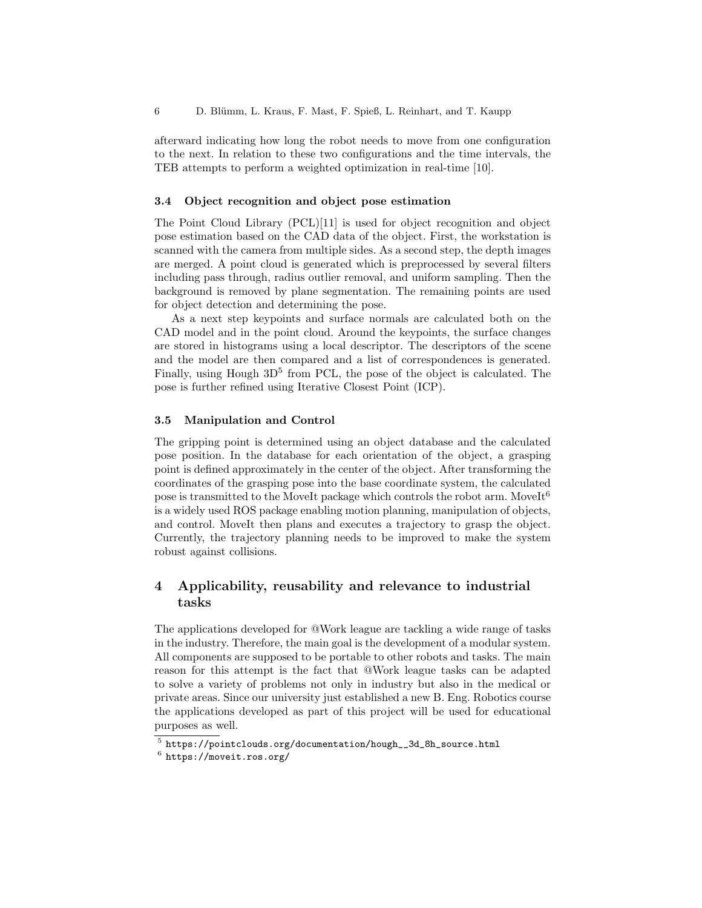afterward indicating how long the robot needs to move from one configuration to the next. In relation to these two configurations and the time intervals, the TEB attempts to perform a weighted optimization in real-time [10].

### 3.4 Object recognition and object pose estimation

The Point Cloud Library (PCL)[11] is used for object recognition and object pose estimation based on the CAD data of the object. First, the workstation is scanned with the camera from multiple sides. As a second step, the depth images are merged. A point cloud is generated which is preprocessed by several filters including pass through, radius outlier removal, and uniform sampling. Then the background is removed by plane segmentation. The remaining points are used for object detection and determining the pose.

As a next step keypoints and surface normals are calculated both on the CAD model and in the point cloud. Around the keypoints, the surface changes are stored in histograms using a local descriptor. The descriptors of the scene and the model are then compared and a list of correspondences is generated. Finally, using Hough 3D[5] from PCL, the pose of the object is calculated. The pose is further refined using Iterative Closest Point (ICP).

### 3.5 Manipulation and Control

The gripping point is determined using an object database and the calculated pose position. In the database for each orientation of the object, a grasping point is defined approximately in the center of the object. After transforming the coordinates of the grasping pose into the base coordinate system, the calculated pose is transmitted to the MoveIt package which controls the robot arm. MoveIt[6] is a widely used ROS package enabling motion planning, manipulation of objects, and control. MoveIt then plans and executes a trajectory to grasp the object. Currently, the trajectory planning needs to be improved to make the system robust against collisions.

## 4 Applicability, reusability and relevance to industrial tasks

The applications developed for @Work league are tackling a wide range of tasks in the industry. Therefore, the main goal is the development of a modular system. All components are supposed to be portable to other robots and tasks. The main reason for this attempt is the fact that @Work league tasks can be adapted to solve a variety of problems not only in industry but also in the medical or private areas. Since our university just established a new B. Eng. Robotics course the applications developed as part of this project will be used for educational purposes as well.

---

[5] https://pointclouds.org/documentation/hough__3d_8h_source.html

[6] https://moveit.ros.org/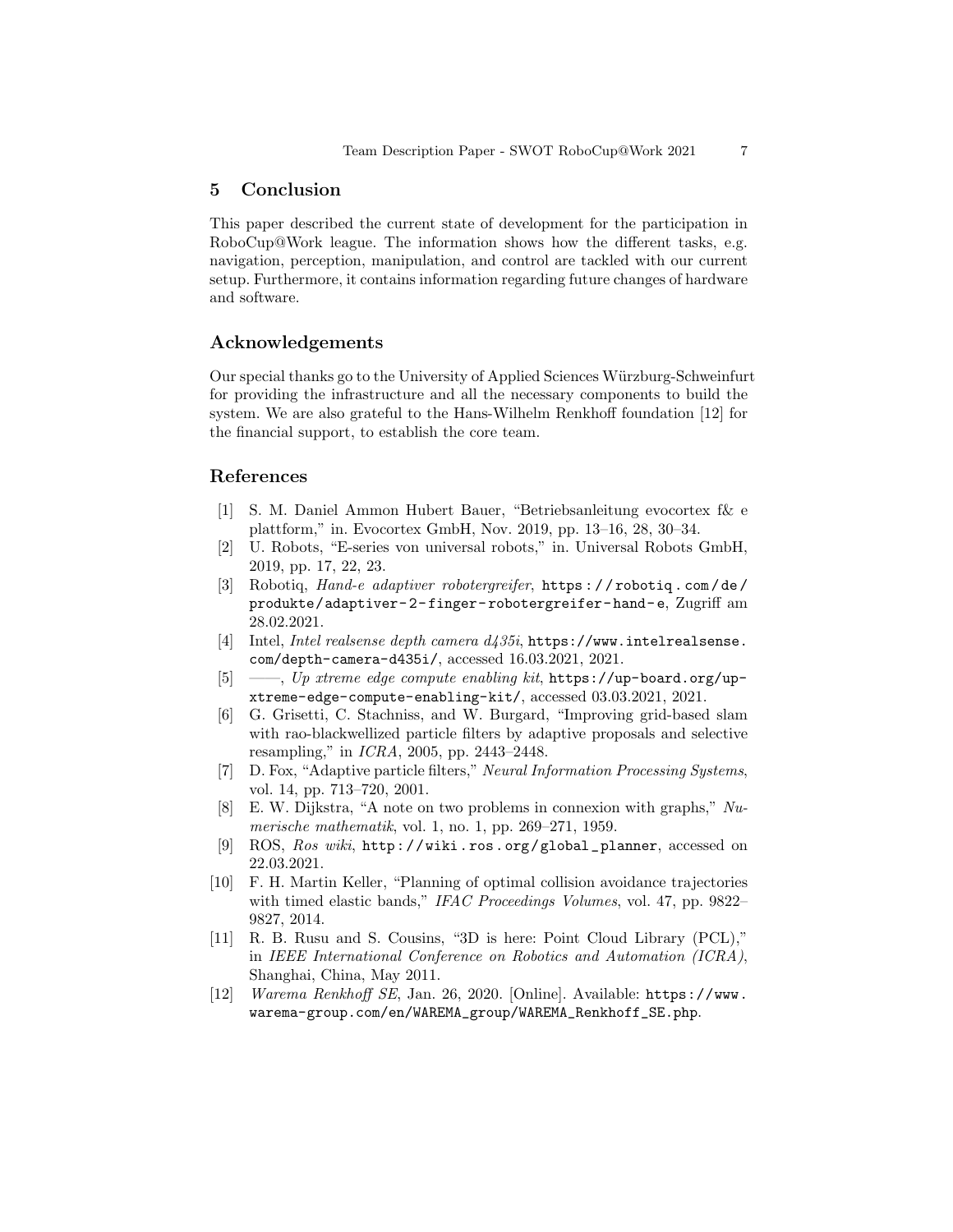## 5 Conclusion

This paper described the current state of development for the participation in RoboCup@Work league. The information shows how the different tasks, e.g. navigation, perception, manipulation, and control are tackled with our current setup. Furthermore, it contains information regarding future changes of hardware and software.

## Acknowledgements

Our special thanks go to the University of Applied Sciences Würzburg-Schweinfurt for providing the infrastructure and all the necessary components to build the system. We are also grateful to the Hans-Wilhelm Renkhoff foundation [12] for the financial support, to establish the core team.

## References

[1] S. M. Daniel Ammon Hubert Bauer, "Betriebsanleitung evocortex f& e plattform," in. Evocortex GmbH, Nov. 2019, pp. 13–16, 28, 30–34.

[2] U. Robots, "E-series von universal robots," in. Universal Robots GmbH, 2019, pp. 17, 22, 23.

[3] Robotiq, *Hand-e adaptiver robotergreifer*, `https://robotiq.com/de/produkte/adaptiver-2-finger-robotergreifer-hand-e`, Zugriff am 28.02.2021.

[4] Intel, *Intel realsense depth camera d435i*, `https://www.intelrealsense.com/depth-camera-d435i/`, accessed 16.03.2021, 2021.

[5] ——, *Up xtreme edge compute enabling kit*, `https://up-board.org/up-xtreme-edge-compute-enabling-kit/`, accessed 03.03.2021, 2021.

[6] G. Grisetti, C. Stachniss, and W. Burgard, "Improving grid-based slam with rao-blackwellized particle filters by adaptive proposals and selective resampling," in *ICRA*, 2005, pp. 2443–2448.

[7] D. Fox, "Adaptive particle filters," *Neural Information Processing Systems*, vol. 14, pp. 713–720, 2001.

[8] E. W. Dijkstra, "A note on two problems in connexion with graphs," *Numerische mathematik*, vol. 1, no. 1, pp. 269–271, 1959.

[9] ROS, *Ros wiki*, `http://wiki.ros.org/global_planner`, accessed on 22.03.2021.

[10] F. H. Martin Keller, "Planning of optimal collision avoidance trajectories with timed elastic bands," *IFAC Proceedings Volumes*, vol. 47, pp. 9822–9827, 2014.

[11] R. B. Rusu and S. Cousins, "3D is here: Point Cloud Library (PCL)," in *IEEE International Conference on Robotics and Automation (ICRA)*, Shanghai, China, May 2011.

[12] *Warema Renkhoff SE*, Jan. 26, 2020. [Online]. Available: `https://www.warema-group.com/en/WAREMA_group/WAREMA_Renkhoff_SE.php`.